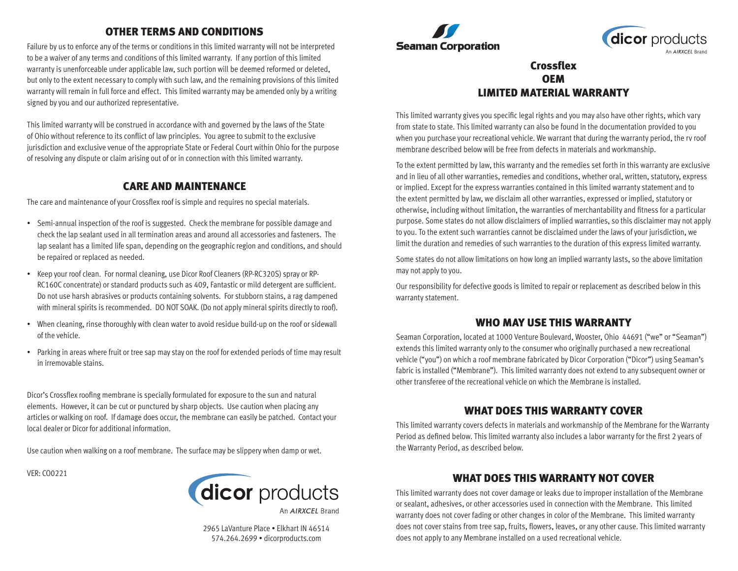## OTHER TERMS AND CONDITIONS

Failure by us to enforce any of the terms or conditions in this limited warranty will not be interpreted to be a waiver of any terms and conditions of this limited warranty. If any portion of this limited warranty is unenforceable under applicable law, such portion will be deemed reformed or deleted, but only to the extent necessary to comply with such law, and the remaining provisions of this limited warranty will remain in full force and effect. This limited warranty may be amended only by a writing signed by you and our authorized representative.

This limited warranty will be construed in accordance with and governed by the laws of the State of Ohio without reference to its conflict of law principles. You agree to submit to the exclusive jurisdiction and exclusive venue of the appropriate State or Federal Court within Ohio for the purpose of resolving any dispute or claim arising out of or in connection with this limited warranty.

## CARE AND MAINTENANCE

The care and maintenance of your Crossflex roof is simple and requires no special materials.

- Semi-annual inspection of the roof is suggested. Check the membrane for possible damage and check the lap sealant used in all termination areas and around all accessories and fasteners. The lap sealant has a limited life span, depending on the geographic region and conditions, and should be repaired or replaced as needed.
- Keep your roof clean. For normal cleaning, use Dicor Roof Cleaners (RP-RC320S) spray or RP-RC160C concentrate) or standard products such as 409, Fantastic or mild detergent are sufficient. Do not use harsh abrasives or products containing solvents. For stubborn stains, a rag dampened with mineral spirits is recommended. DO NOT SOAK. (Do not apply mineral spirits directly to roof).
- When cleaning, rinse thoroughly with clean water to avoid residue build-up on the roof or sidewall of the vehicle.
- Parking in areas where fruit or tree sap may stay on the roof for extended periods of time may result in irremovable stains.

Dicor's Crossflex roofing membrane is specially formulated for exposure to the sun and natural elements. However, it can be cut or punctured by sharp objects. Use caution when placing any articles or walking on roof. If damage does occur, the membrane can easily be patched. Contact your local dealer or Dicor for additional information.

Use caution when walking on a roof membrane. The surface may be slippery when damp or wet.

VER: CO0221

dicor products
An AIRXCEL Brand

2965 LaVanture Place • Elkhart IN 46514
574.264.2699 • dicorproducts.com

Seaman Corporation

dicor products
An AIRXCEL Brand

# Crossflex
# OEM
# LIMITED MATERIAL WARRANTY

This limited warranty gives you specific legal rights and you may also have other rights, which vary from state to state. This limited warranty can also be found in the documentation provided to you when you purchase your recreational vehicle. We warrant that during the warranty period, the rv roof membrane described below will be free from defects in materials and workmanship.

To the extent permitted by law, this warranty and the remedies set forth in this warranty are exclusive and in lieu of all other warranties, remedies and conditions, whether oral, written, statutory, express or implied. Except for the express warranties contained in this limited warranty statement and to the extent permitted by law, we disclaim all other warranties, expressed or implied, statutory or otherwise, including without limitation, the warranties of merchantability and fitness for a particular purpose. Some states do not allow disclaimers of implied warranties, so this disclaimer may not apply to you. To the extent such warranties cannot be disclaimed under the laws of your jurisdiction, we limit the duration and remedies of such warranties to the duration of this express limited warranty.

Some states do not allow limitations on how long an implied warranty lasts, so the above limitation may not apply to you.

Our responsibility for defective goods is limited to repair or replacement as described below in this warranty statement.

## WHO MAY USE THIS WARRANTY

Seaman Corporation, located at 1000 Venture Boulevard, Wooster, Ohio 44691 ("we" or "Seaman") extends this limited warranty only to the consumer who originally purchased a new recreational vehicle ("you") on which a roof membrane fabricated by Dicor Corporation ("Dicor") using Seaman's fabric is installed ("Membrane"). This limited warranty does not extend to any subsequent owner or other transferee of the recreational vehicle on which the Membrane is installed.

## WHAT DOES THIS WARRANTY COVER

This limited warranty covers defects in materials and workmanship of the Membrane for the Warranty Period as defined below. This limited warranty also includes a labor warranty for the first 2 years of the Warranty Period, as described below.

## WHAT DOES THIS WARRANTY NOT COVER

This limited warranty does not cover damage or leaks due to improper installation of the Membrane or sealant, adhesives, or other accessories used in connection with the Membrane. This limited warranty does not cover fading or other changes in color of the Membrane. This limited warranty does not cover stains from tree sap, fruits, flowers, leaves, or any other cause. This limited warranty does not apply to any Membrane installed on a used recreational vehicle.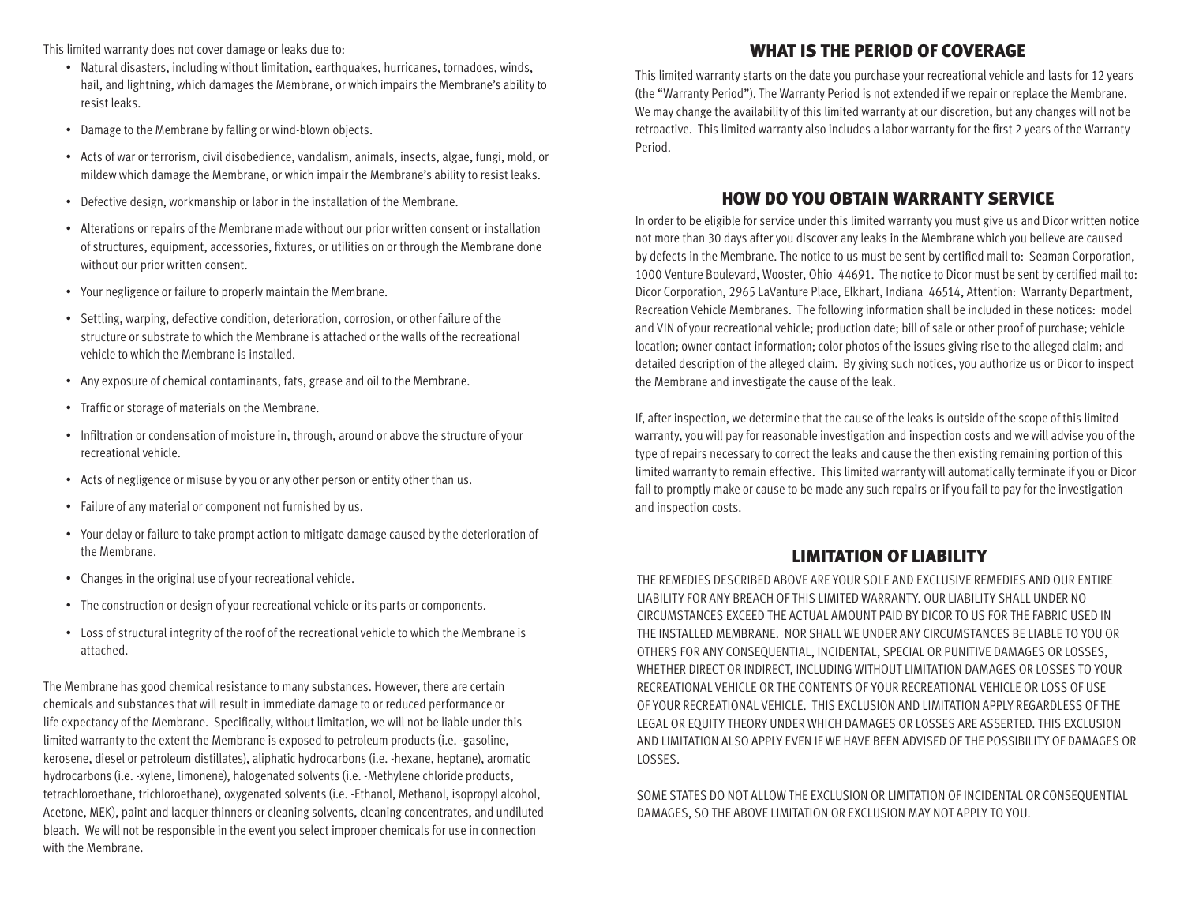This limited warranty does not cover damage or leaks due to:

- Natural disasters, including without limitation, earthquakes, hurricanes, tornadoes, winds, hail, and lightning, which damages the Membrane, or which impairs the Membrane's ability to resist leaks.
- Damage to the Membrane by falling or wind-blown objects.
- Acts of war or terrorism, civil disobedience, vandalism, animals, insects, algae, fungi, mold, or mildew which damage the Membrane, or which impair the Membrane's ability to resist leaks.
- Defective design, workmanship or labor in the installation of the Membrane.
- Alterations or repairs of the Membrane made without our prior written consent or installation of structures, equipment, accessories, fixtures, or utilities on or through the Membrane done without our prior written consent.
- Your negligence or failure to properly maintain the Membrane.
- Settling, warping, defective condition, deterioration, corrosion, or other failure of the structure or substrate to which the Membrane is attached or the walls of the recreational vehicle to which the Membrane is installed.
- Any exposure of chemical contaminants, fats, grease and oil to the Membrane.
- Traffic or storage of materials on the Membrane.
- Infiltration or condensation of moisture in, through, around or above the structure of your recreational vehicle.
- Acts of negligence or misuse by you or any other person or entity other than us.
- Failure of any material or component not furnished by us.
- Your delay or failure to take prompt action to mitigate damage caused by the deterioration of the Membrane.
- Changes in the original use of your recreational vehicle.
- The construction or design of your recreational vehicle or its parts or components.
- Loss of structural integrity of the roof of the recreational vehicle to which the Membrane is attached.

The Membrane has good chemical resistance to many substances. However, there are certain chemicals and substances that will result in immediate damage to or reduced performance or life expectancy of the Membrane. Specifically, without limitation, we will not be liable under this limited warranty to the extent the Membrane is exposed to petroleum products (i.e. -gasoline, kerosene, diesel or petroleum distillates), aliphatic hydrocarbons (i.e. -hexane, heptane), aromatic hydrocarbons (i.e. -xylene, limonene), halogenated solvents (i.e. -Methylene chloride products, tetrachloroethane, trichloroethane), oxygenated solvents (i.e. -Ethanol, Methanol, isopropyl alcohol, Acetone, MEK), paint and lacquer thinners or cleaning solvents, cleaning concentrates, and undiluted bleach. We will not be responsible in the event you select improper chemicals for use in connection with the Membrane.

## WHAT IS THE PERIOD OF COVERAGE

This limited warranty starts on the date you purchase your recreational vehicle and lasts for 12 years (the "Warranty Period"). The Warranty Period is not extended if we repair or replace the Membrane. We may change the availability of this limited warranty at our discretion, but any changes will not be retroactive. This limited warranty also includes a labor warranty for the first 2 years of the Warranty Period.

## HOW DO YOU OBTAIN WARRANTY SERVICE

In order to be eligible for service under this limited warranty you must give us and Dicor written notice not more than 30 days after you discover any leaks in the Membrane which you believe are caused by defects in the Membrane. The notice to us must be sent by certified mail to: Seaman Corporation, 1000 Venture Boulevard, Wooster, Ohio 44691. The notice to Dicor must be sent by certified mail to: Dicor Corporation, 2965 LaVanture Place, Elkhart, Indiana 46514, Attention: Warranty Department, Recreation Vehicle Membranes. The following information shall be included in these notices: model and VIN of your recreational vehicle; production date; bill of sale or other proof of purchase; vehicle location; owner contact information; color photos of the issues giving rise to the alleged claim; and detailed description of the alleged claim. By giving such notices, you authorize us or Dicor to inspect the Membrane and investigate the cause of the leak.

If, after inspection, we determine that the cause of the leaks is outside of the scope of this limited warranty, you will pay for reasonable investigation and inspection costs and we will advise you of the type of repairs necessary to correct the leaks and cause the then existing remaining portion of this limited warranty to remain effective. This limited warranty will automatically terminate if you or Dicor fail to promptly make or cause to be made any such repairs or if you fail to pay for the investigation and inspection costs.

## LIMITATION OF LIABILITY

THE REMEDIES DESCRIBED ABOVE ARE YOUR SOLE AND EXCLUSIVE REMEDIES AND OUR ENTIRE LIABILITY FOR ANY BREACH OF THIS LIMITED WARRANTY. OUR LIABILITY SHALL UNDER NO CIRCUMSTANCES EXCEED THE ACTUAL AMOUNT PAID BY DICOR TO US FOR THE FABRIC USED IN THE INSTALLED MEMBRANE. NOR SHALL WE UNDER ANY CIRCUMSTANCES BE LIABLE TO YOU OR OTHERS FOR ANY CONSEQUENTIAL, INCIDENTAL, SPECIAL OR PUNITIVE DAMAGES OR LOSSES, WHETHER DIRECT OR INDIRECT, INCLUDING WITHOUT LIMITATION DAMAGES OR LOSSES TO YOUR RECREATIONAL VEHICLE OR THE CONTENTS OF YOUR RECREATIONAL VEHICLE OR LOSS OF USE OF YOUR RECREATIONAL VEHICLE. THIS EXCLUSION AND LIMITATION APPLY REGARDLESS OF THE LEGAL OR EQUITY THEORY UNDER WHICH DAMAGES OR LOSSES ARE ASSERTED. THIS EXCLUSION AND LIMITATION ALSO APPLY EVEN IF WE HAVE BEEN ADVISED OF THE POSSIBILITY OF DAMAGES OR LOSSES.

SOME STATES DO NOT ALLOW THE EXCLUSION OR LIMITATION OF INCIDENTAL OR CONSEQUENTIAL DAMAGES, SO THE ABOVE LIMITATION OR EXCLUSION MAY NOT APPLY TO YOU.